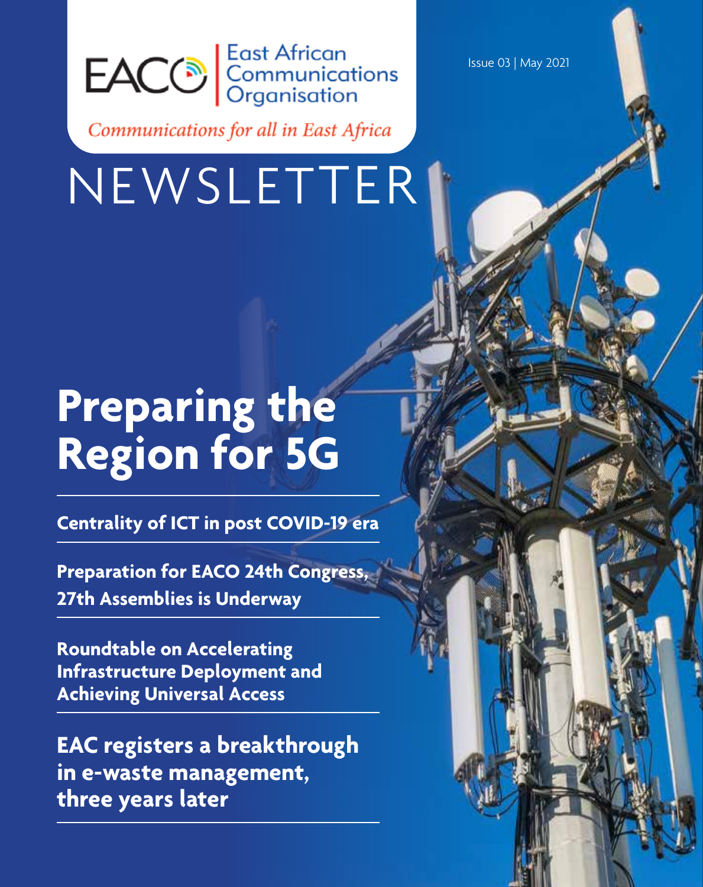EACO | East African Communications Organisation

*Communications for all in East Africa*

Issue 03 | May 2021

# NEWSLETTER

# Preparing the Region for 5G

**Centrality of ICT in post COVID-19 era**

**Preparation for EACO 24th Congress, 27th Assemblies is Underway**

**Roundtable on Accelerating Infrastructure Deployment and Achieving Universal Access**

**EAC registers a breakthrough in e-waste management, three years later**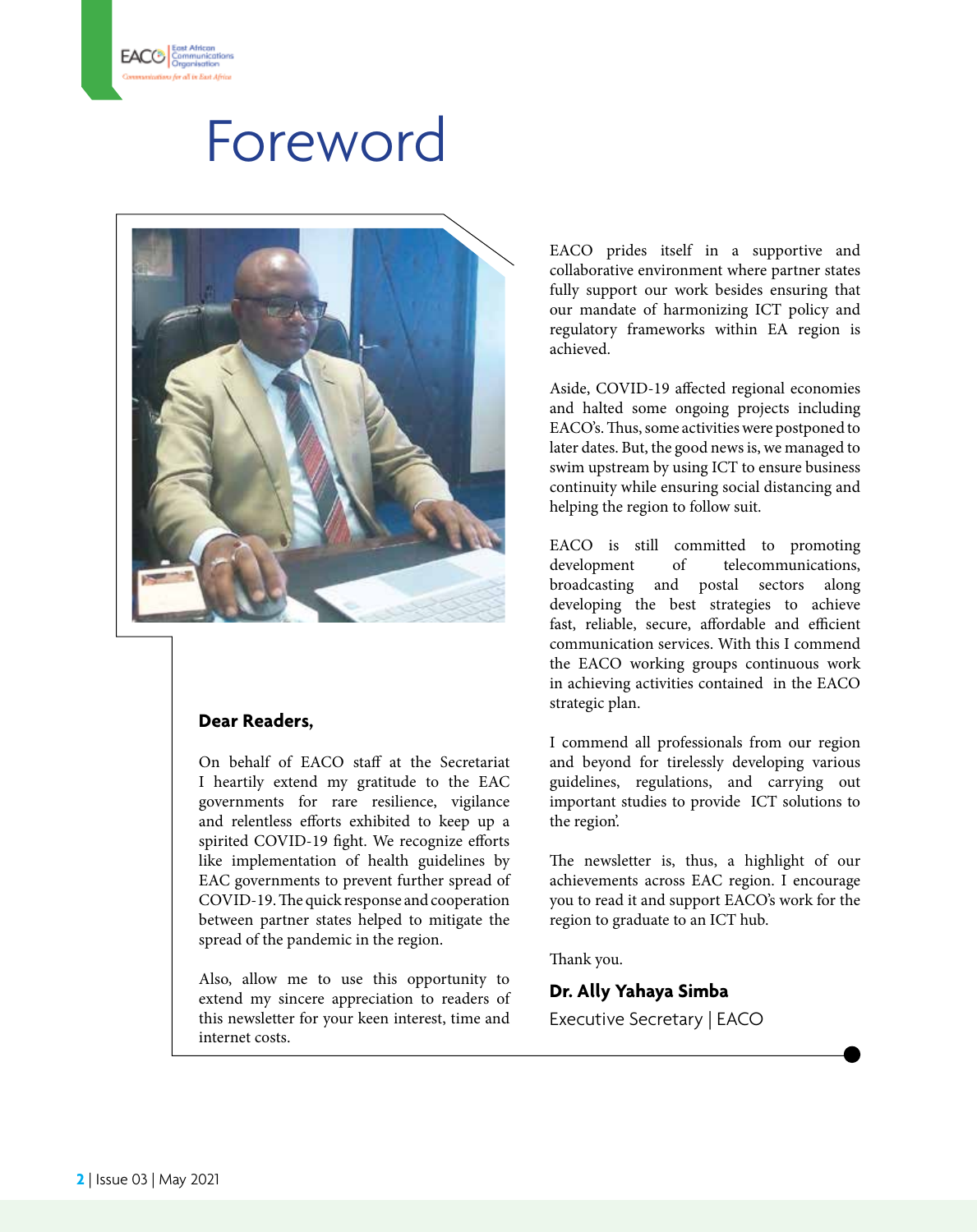# Foreword

**Dear Readers,**

On behalf of EACO staff at the Secretariat I heartily extend my gratitude to the EAC governments for rare resilience, vigilance and relentless efforts exhibited to keep up a spirited COVID-19 fight. We recognize efforts like implementation of health guidelines by EAC governments to prevent further spread of COVID-19. The quick response and cooperation between partner states helped to mitigate the spread of the pandemic in the region.

Also, allow me to use this opportunity to extend my sincere appreciation to readers of this newsletter for your keen interest, time and internet costs.

EACO prides itself in a supportive and collaborative environment where partner states fully support our work besides ensuring that our mandate of harmonizing ICT policy and regulatory frameworks within EA region is achieved.

Aside, COVID-19 affected regional economies and halted some ongoing projects including EACO's. Thus, some activities were postponed to later dates. But, the good news is, we managed to swim upstream by using ICT to ensure business continuity while ensuring social distancing and helping the region to follow suit.

EACO is still committed to promoting development of telecommunications, broadcasting and postal sectors along developing the best strategies to achieve fast, reliable, secure, affordable and efficient communication services. With this I commend the EACO working groups continuous work in achieving activities contained in the EACO strategic plan.

I commend all professionals from our region and beyond for tirelessly developing various guidelines, regulations, and carrying out important studies to provide ICT solutions to the region'.

The newsletter is, thus, a highlight of our achievements across EAC region. I encourage you to read it and support EACO's work for the region to graduate to an ICT hub.

Thank you.

**Dr. Ally Yahaya Simba**

Executive Secretary | EACO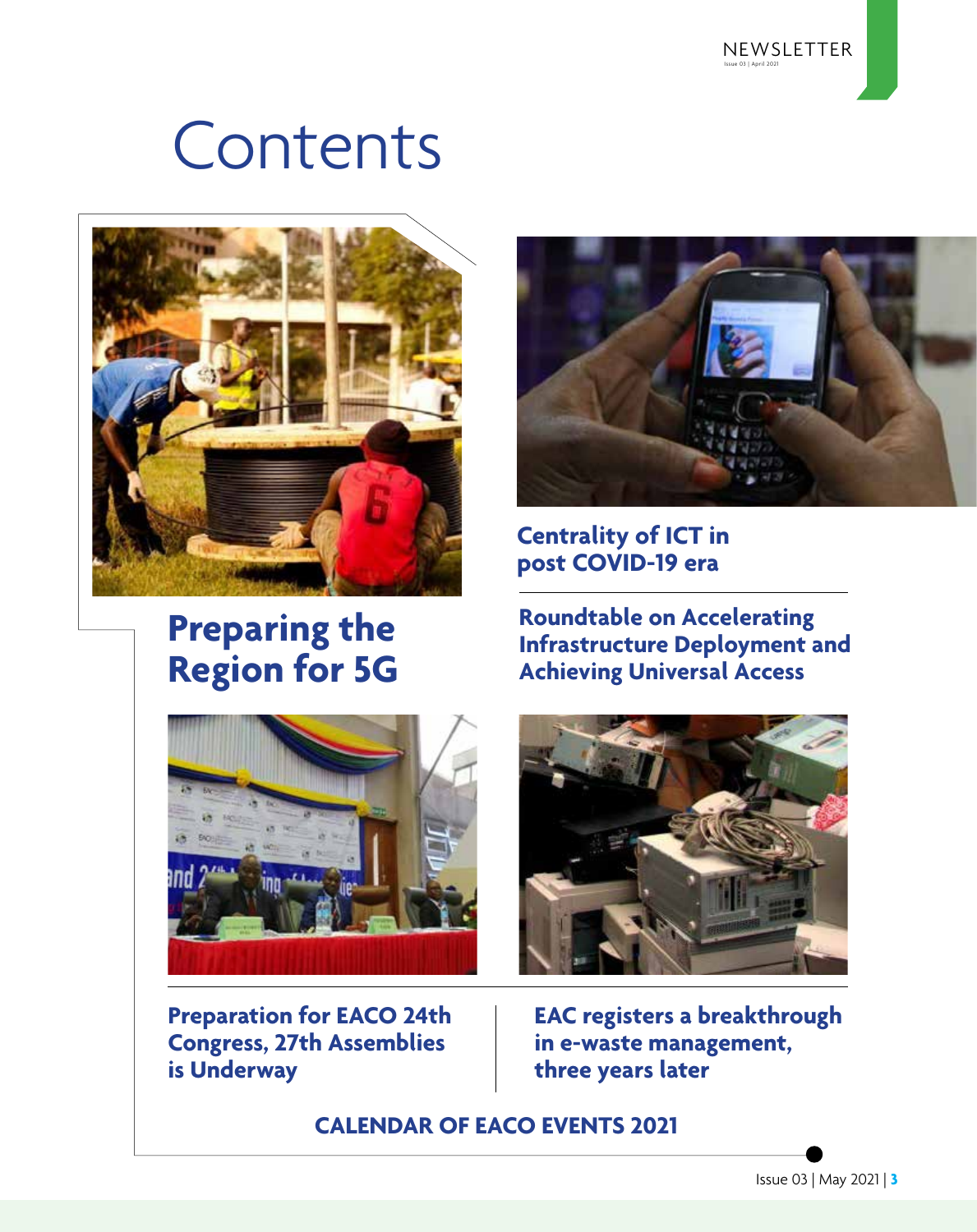# Contents

## Preparing the Region for 5G

**Centrality of ICT in post COVID-19 era**

**Roundtable on Accelerating Infrastructure Deployment and Achieving Universal Access**

**Preparation for EACO 24th Congress, 27th Assemblies is Underway**

**EAC registers a breakthrough in e-waste management, three years later**

**CALENDAR OF EACO EVENTS 2021**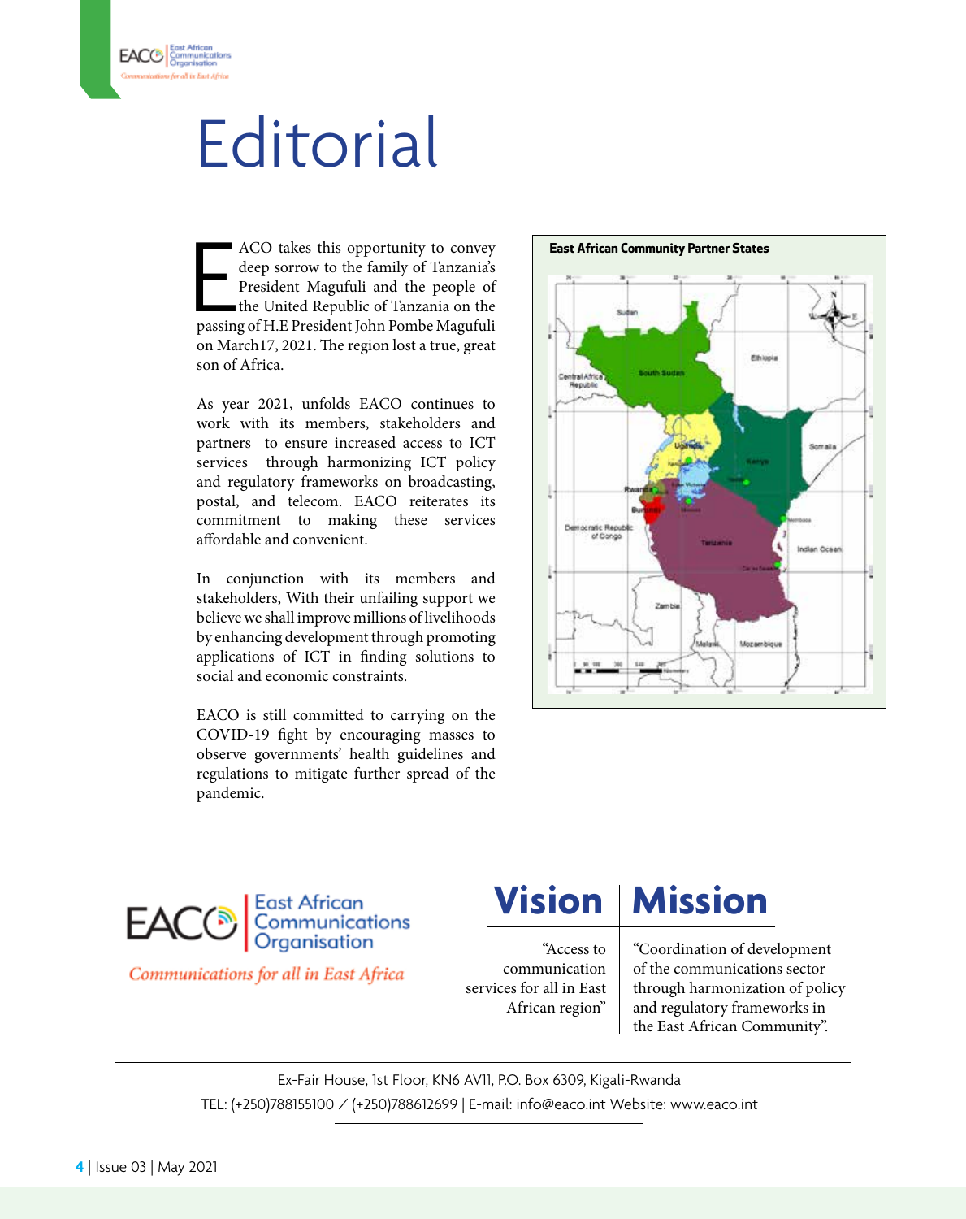# Editorial

EACO takes this opportunity to convey deep sorrow to the family of Tanzania's President Magufuli and the people of the United Republic of Tanzania on the passing of H.E President John Pombe Magufuli on March17, 2021. The region lost a true, great son of Africa.

As year 2021, unfolds EACO continues to work with its members, stakeholders and partners to ensure increased access to ICT services through harmonizing ICT policy and regulatory frameworks on broadcasting, postal, and telecom. EACO reiterates its commitment to making these services affordable and convenient.

In conjunction with its members and stakeholders, With their unfailing support we believe we shall improve millions of livelihoods by enhancing development through promoting applications of ICT in finding solutions to social and economic constraints.

EACO is still committed to carrying on the COVID-19 fight by encouraging masses to observe governments' health guidelines and regulations to mitigate further spread of the pandemic.

**East African Community Partner States**

EACO East African Communications Organisation

*Communications for all in East Africa*

## Vision

"Access to communication services for all in East African region"

## Mission

"Coordination of development of the communications sector through harmonization of policy and regulatory frameworks in the East African Community".

Ex-Fair House, 1st Floor, KN6 AV11, P.O. Box 6309, Kigali-Rwanda

TEL: (+250)788155100 / (+250)788612699 | E-mail: info@eaco.int Website: www.eaco.int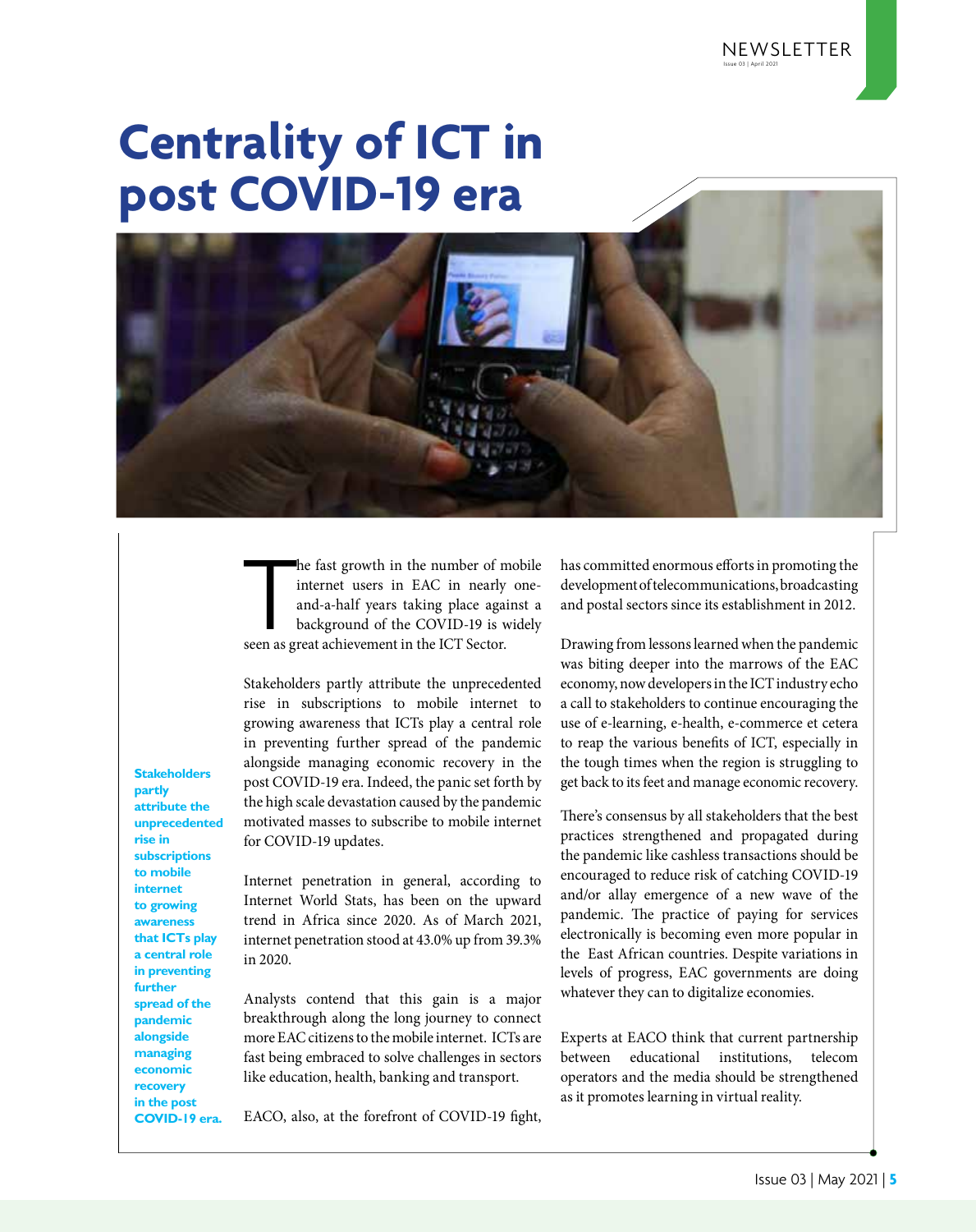# Centrality of ICT in post COVID-19 era

**Stakeholders partly attribute the unprecedented rise in subscriptions to mobile internet to growing awareness that ICTs play a central role in preventing further spread of the pandemic alongside managing economic recovery in the post COVID-19 era.**

The fast growth in the number of mobile internet users in EAC in nearly one-and-a-half years taking place against a background of the COVID-19 is widely seen as great achievement in the ICT Sector.

Stakeholders partly attribute the unprecedented rise in subscriptions to mobile internet to growing awareness that ICTs play a central role in preventing further spread of the pandemic alongside managing economic recovery in the post COVID-19 era. Indeed, the panic set forth by the high scale devastation caused by the pandemic motivated masses to subscribe to mobile internet for COVID-19 updates.

Internet penetration in general, according to Internet World Stats, has been on the upward trend in Africa since 2020. As of March 2021, internet penetration stood at 43.0% up from 39.3% in 2020.

Analysts contend that this gain is a major breakthrough along the long journey to connect more EAC citizens to the mobile internet. ICTs are fast being embraced to solve challenges in sectors like education, health, banking and transport.

EACO, also, at the forefront of COVID-19 fight, has committed enormous efforts in promoting the development of telecommunications, broadcasting and postal sectors since its establishment in 2012.

Drawing from lessons learned when the pandemic was biting deeper into the marrows of the EAC economy, now developers in the ICT industry echo a call to stakeholders to continue encouraging the use of e-learning, e-health, e-commerce et cetera to reap the various benefits of ICT, especially in the tough times when the region is struggling to get back to its feet and manage economic recovery.

There's consensus by all stakeholders that the best practices strengthened and propagated during the pandemic like cashless transactions should be encouraged to reduce risk of catching COVID-19 and/or allay emergence of a new wave of the pandemic. The practice of paying for services electronically is becoming even more popular in the East African countries. Despite variations in levels of progress, EAC governments are doing whatever they can to digitalize economies.

Experts at EACO think that current partnership between educational institutions, telecom operators and the media should be strengthened as it promotes learning in virtual reality.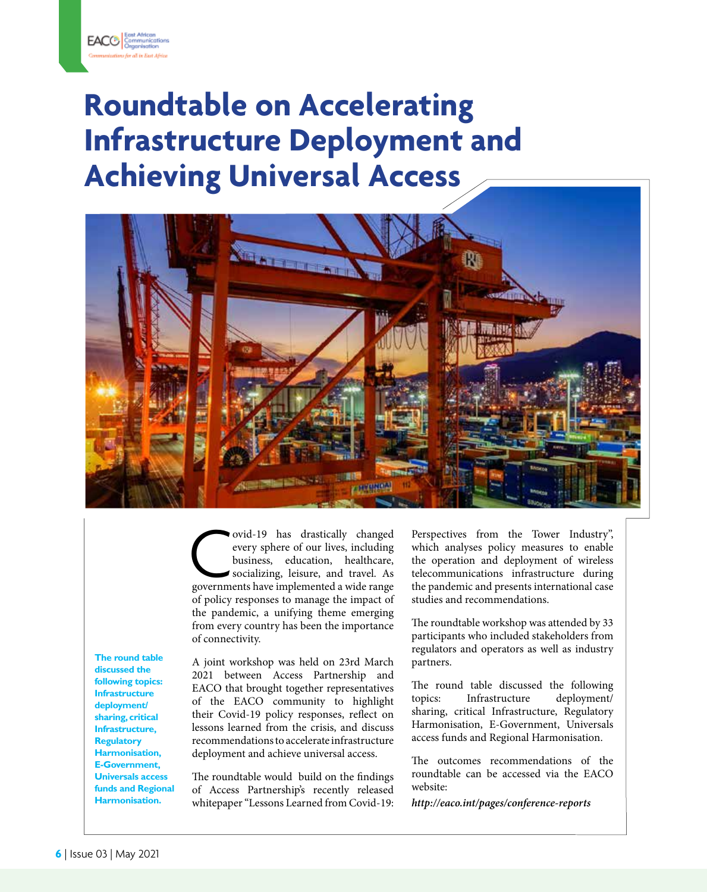# Roundtable on Accelerating Infrastructure Deployment and Achieving Universal Access

Covid-19 has drastically changed every sphere of our lives, including business, education, healthcare, socializing, leisure, and travel. As governments have implemented a wide range of policy responses to manage the impact of the pandemic, a unifying theme emerging from every country has been the importance of connectivity.

A joint workshop was held on 23rd March 2021 between Access Partnership and EACO that brought together representatives of the EACO community to highlight their Covid-19 policy responses, reflect on lessons learned from the crisis, and discuss recommendations to accelerate infrastructure deployment and achieve universal access.

The roundtable would build on the findings of Access Partnership's recently released whitepaper "Lessons Learned from Covid-19: Perspectives from the Tower Industry", which analyses policy measures to enable the operation and deployment of wireless telecommunications infrastructure during the pandemic and presents international case studies and recommendations.

The roundtable workshop was attended by 33 participants who included stakeholders from regulators and operators as well as industry partners.

The round table discussed the following topics: Infrastructure deployment/ sharing, critical Infrastructure, Regulatory Harmonisation, E-Government, Universals access funds and Regional Harmonisation.

The outcomes recommendations of the roundtable can be accessed via the EACO website:

***http://eaco.int/pages/conference-reports***

**The round table discussed the following topics: Infrastructure deployment/ sharing, critical Infrastructure, Regulatory Harmonisation, E-Government, Universals access funds and Regional Harmonisation.**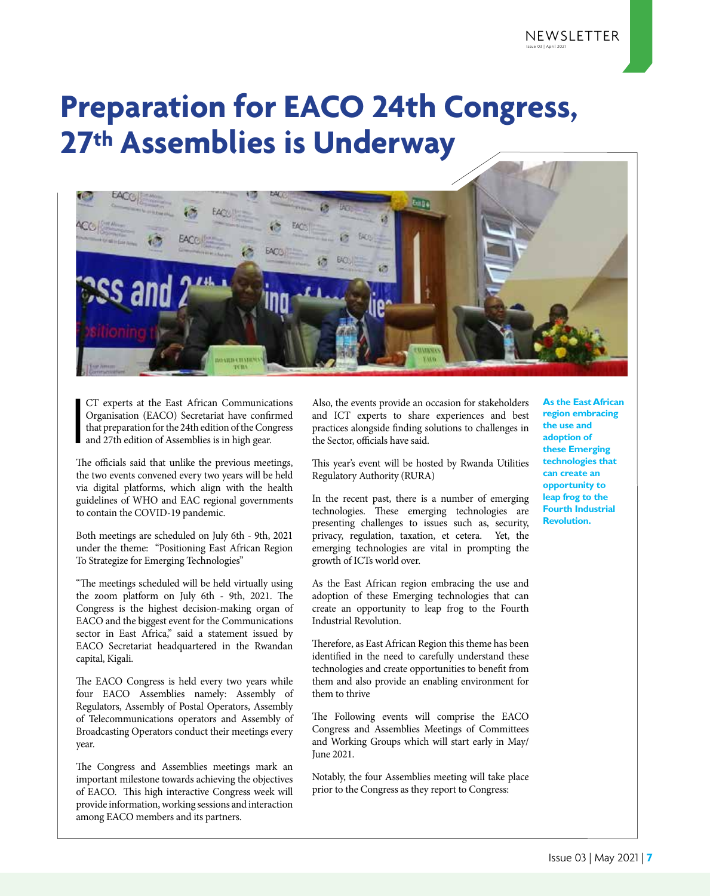# Preparation for EACO 24th Congress, 27th Assemblies is Underway

ICT experts at the East African Communications Organisation (EACO) Secretariat have confirmed that preparation for the 24th edition of the Congress and 27th edition of Assemblies is in high gear.

The officials said that unlike the previous meetings, the two events convened every two years will be held via digital platforms, which align with the health guidelines of WHO and EAC regional governments to contain the COVID-19 pandemic.

Both meetings are scheduled on July 6th - 9th, 2021 under the theme: "Positioning East African Region To Strategize for Emerging Technologies"

"The meetings scheduled will be held virtually using the zoom platform on July 6th - 9th, 2021. The Congress is the highest decision-making organ of EACO and the biggest event for the Communications sector in East Africa," said a statement issued by EACO Secretariat headquartered in the Rwandan capital, Kigali.

The EACO Congress is held every two years while four EACO Assemblies namely: Assembly of Regulators, Assembly of Postal Operators, Assembly of Telecommunications operators and Assembly of Broadcasting Operators conduct their meetings every year.

The Congress and Assemblies meetings mark an important milestone towards achieving the objectives of EACO. This high interactive Congress week will provide information, working sessions and interaction among EACO members and its partners.

Also, the events provide an occasion for stakeholders and ICT experts to share experiences and best practices alongside finding solutions to challenges in the Sector, officials have said.

This year's event will be hosted by Rwanda Utilities Regulatory Authority (RURA)

In the recent past, there is a number of emerging technologies. These emerging technologies are presenting challenges to issues such as, security, privacy, regulation, taxation, et cetera. Yet, the emerging technologies are vital in prompting the growth of ICTs world over.

As the East African region embracing the use and adoption of these Emerging technologies that can create an opportunity to leap frog to the Fourth Industrial Revolution.

**As the East African region embracing the use and adoption of these Emerging technologies that can create an opportunity to leap frog to the Fourth Industrial Revolution.**

Therefore, as East African Region this theme has been identified in the need to carefully understand these technologies and create opportunities to benefit from them and also provide an enabling environment for them to thrive

The Following events will comprise the EACO Congress and Assemblies Meetings of Committees and Working Groups which will start early in May/June 2021.

Notably, the four Assemblies meeting will take place prior to the Congress as they report to Congress: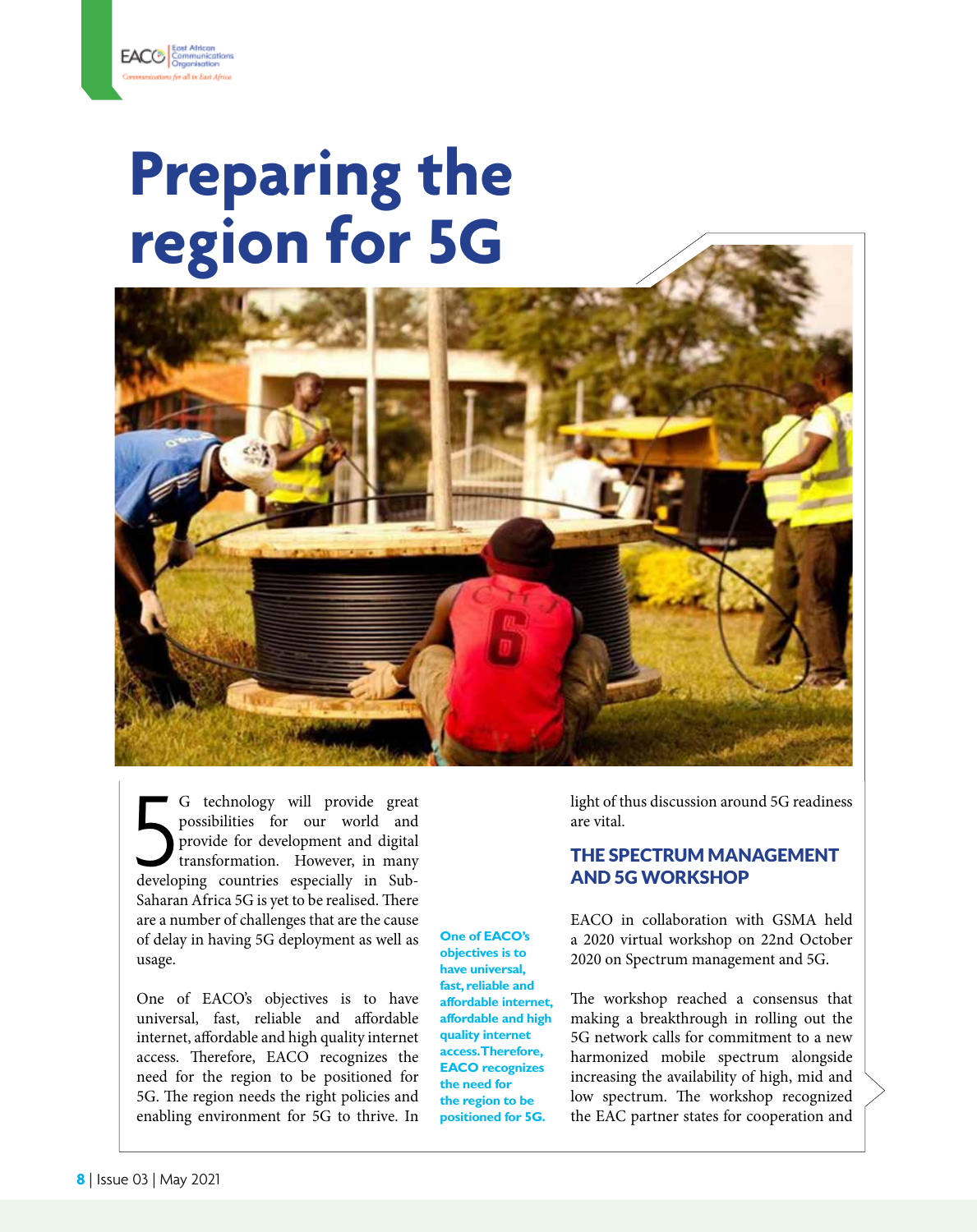# Preparing the region for 5G

5G technology will provide great possibilities for our world and provide for development and digital transformation. However, in many developing countries especially in Sub-Saharan Africa 5G is yet to be realised. There are a number of challenges that are the cause of delay in having 5G deployment as well as usage.

One of EACO's objectives is to have universal, fast, reliable and affordable internet, affordable and high quality internet access. Therefore, EACO recognizes the need for the region to be positioned for 5G. The region needs the right policies and enabling environment for 5G to thrive. In light of thus discussion around 5G readiness are vital.

**One of EACO's objectives is to have universal, fast, reliable and affordable internet, affordable and high quality internet access. Therefore, EACO recognizes the need for the region to be positioned for 5G.**

## THE SPECTRUM MANAGEMENT AND 5G WORKSHOP

EACO in collaboration with GSMA held a 2020 virtual workshop on 22nd October 2020 on Spectrum management and 5G.

The workshop reached a consensus that making a breakthrough in rolling out the 5G network calls for commitment to a new harmonized mobile spectrum alongside increasing the availability of high, mid and low spectrum. The workshop recognized the EAC partner states for cooperation and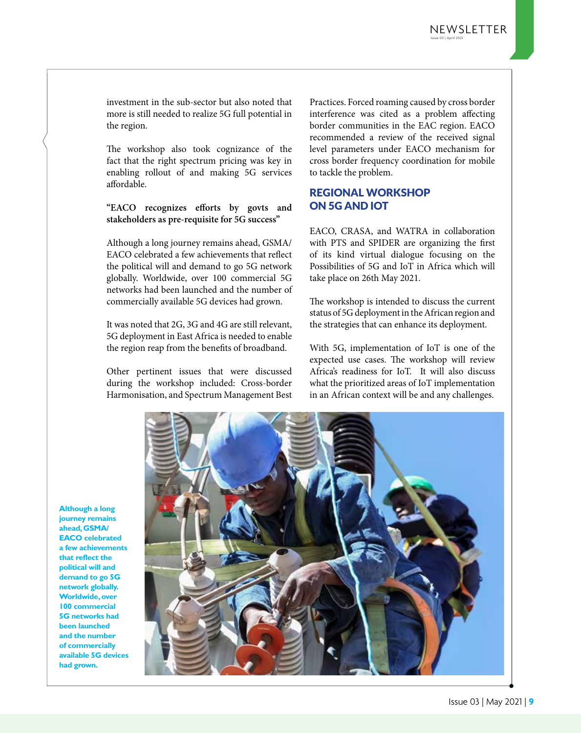investment in the sub-sector but also noted that more is still needed to realize 5G full potential in the region.

The workshop also took cognizance of the fact that the right spectrum pricing was key in enabling rollout of and making 5G services affordable.

**"EACO recognizes efforts by govts and stakeholders as pre-requisite for 5G success"**

Although a long journey remains ahead, GSMA/EACO celebrated a few achievements that reflect the political will and demand to go 5G network globally. Worldwide, over 100 commercial 5G networks had been launched and the number of commercially available 5G devices had grown.

It was noted that 2G, 3G and 4G are still relevant, 5G deployment in East Africa is needed to enable the region reap from the benefits of broadband.

Other pertinent issues that were discussed during the workshop included: Cross-border Harmonisation, and Spectrum Management Best Practices. Forced roaming caused by cross border interference was cited as a problem affecting border communities in the EAC region. EACO recommended a review of the received signal level parameters under EACO mechanism for cross border frequency coordination for mobile to tackle the problem.

## REGIONAL WORKSHOP ON 5G AND IOT

EACO, CRASA, and WATRA in collaboration with PTS and SPIDER are organizing the first of its kind virtual dialogue focusing on the Possibilities of 5G and IoT in Africa which will take place on 26th May 2021.

The workshop is intended to discuss the current status of 5G deployment in the African region and the strategies that can enhance its deployment.

With 5G, implementation of IoT is one of the expected use cases. The workshop will review Africa's readiness for IoT. It will also discuss what the prioritized areas of IoT implementation in an African context will be and any challenges.

**Although a long journey remains ahead, GSMA/EACO celebrated a few achievements that reflect the political will and demand to go 5G network globally. Worldwide, over 100 commercial 5G networks had been launched and the number of commercially available 5G devices had grown.**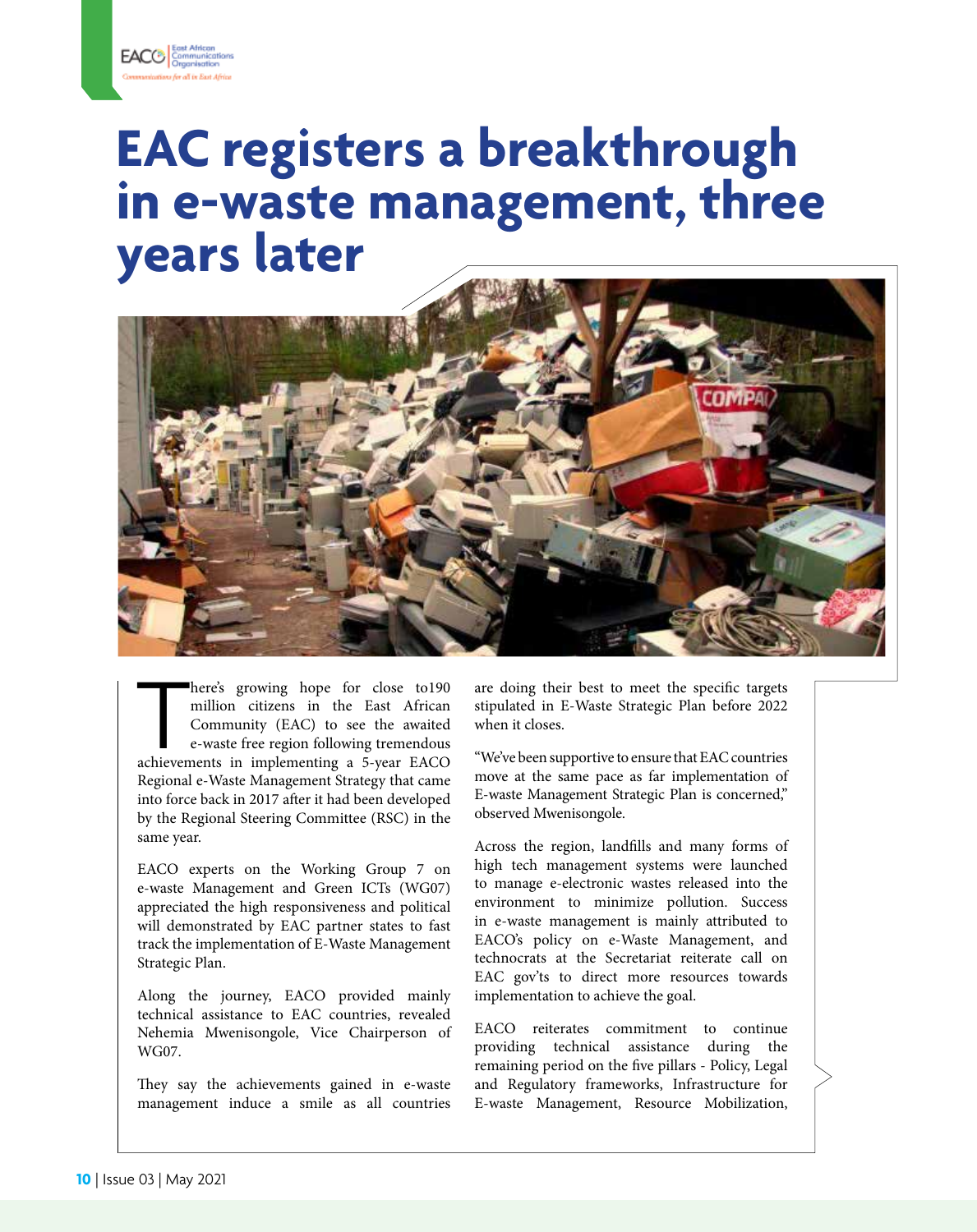# EAC registers a breakthrough in e-waste management, three years later

There's growing hope for close to190 million citizens in the East African Community (EAC) to see the awaited e-waste free region following tremendous achievements in implementing a 5-year EACO Regional e-Waste Management Strategy that came into force back in 2017 after it had been developed by the Regional Steering Committee (RSC) in the same year.

EACO experts on the Working Group 7 on e-waste Management and Green ICTs (WG07) appreciated the high responsiveness and political will demonstrated by EAC partner states to fast track the implementation of E-Waste Management Strategic Plan.

Along the journey, EACO provided mainly technical assistance to EAC countries, revealed Nehemia Mwenisongole, Vice Chairperson of WG07.

They say the achievements gained in e-waste management induce a smile as all countries are doing their best to meet the specific targets stipulated in E-Waste Strategic Plan before 2022 when it closes.

"We've been supportive to ensure that EAC countries move at the same pace as far implementation of E-waste Management Strategic Plan is concerned," observed Mwenisongole.

Across the region, landfills and many forms of high tech management systems were launched to manage e-electronic wastes released into the environment to minimize pollution. Success in e-waste management is mainly attributed to EACO's policy on e-Waste Management, and technocrats at the Secretariat reiterate call on EAC gov'ts to direct more resources towards implementation to achieve the goal.

EACO reiterates commitment to continue providing technical assistance during the remaining period on the five pillars - Policy, Legal and Regulatory frameworks, Infrastructure for E-waste Management, Resource Mobilization,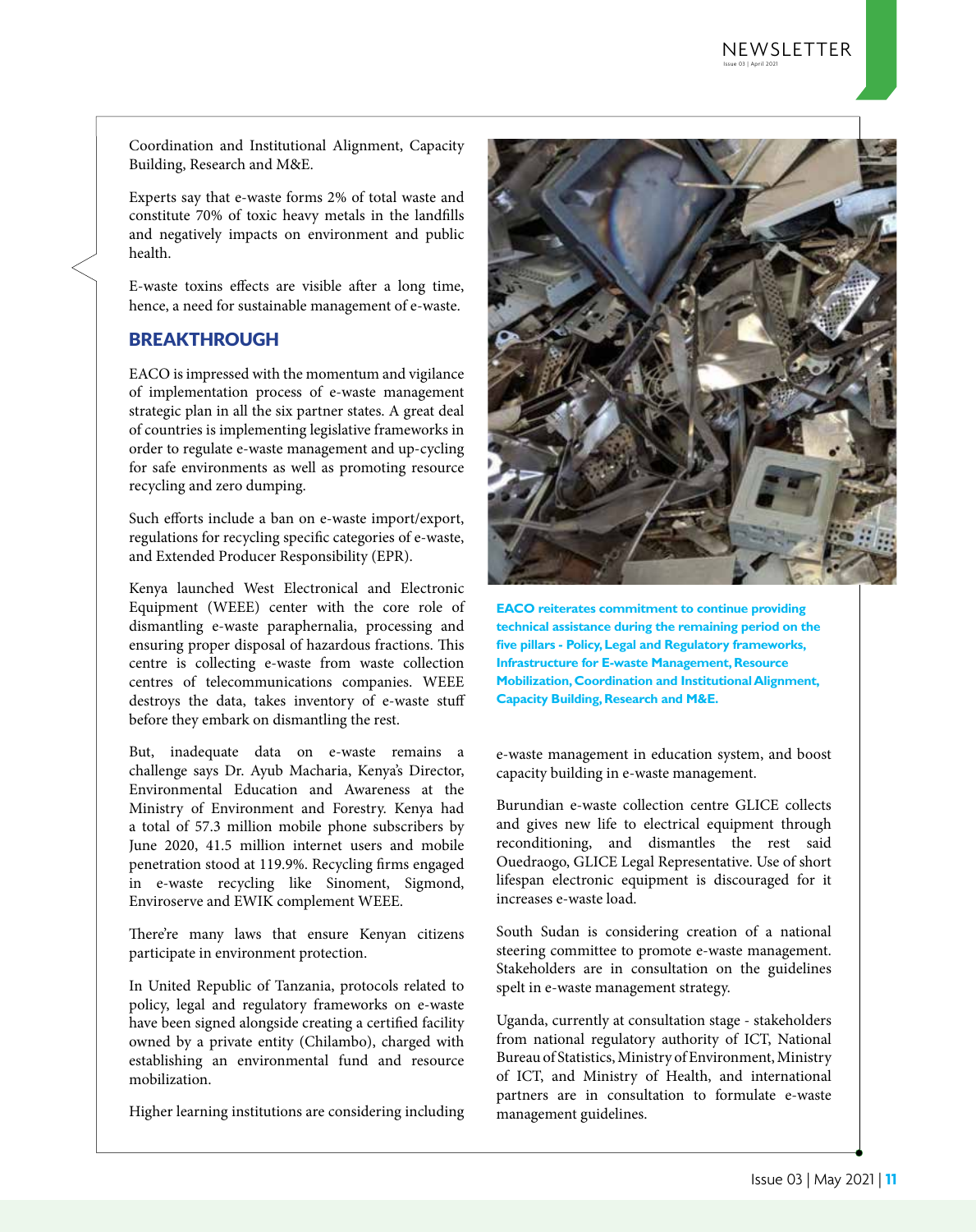Coordination and Institutional Alignment, Capacity Building, Research and M&E.

Experts say that e-waste forms 2% of total waste and constitute 70% of toxic heavy metals in the landfills and negatively impacts on environment and public health.

E-waste toxins effects are visible after a long time, hence, a need for sustainable management of e-waste.

## BREAKTHROUGH

EACO is impressed with the momentum and vigilance of implementation process of e-waste management strategic plan in all the six partner states. A great deal of countries is implementing legislative frameworks in order to regulate e-waste management and up-cycling for safe environments as well as promoting resource recycling and zero dumping.

Such efforts include a ban on e-waste import/export, regulations for recycling specific categories of e-waste, and Extended Producer Responsibility (EPR).

Kenya launched West Electronical and Electronic Equipment (WEEE) center with the core role of dismantling e-waste paraphernalia, processing and ensuring proper disposal of hazardous fractions. This centre is collecting e-waste from waste collection centres of telecommunications companies. WEEE destroys the data, takes inventory of e-waste stuff before they embark on dismantling the rest.

But, inadequate data on e-waste remains a challenge says Dr. Ayub Macharia, Kenya's Director, Environmental Education and Awareness at the Ministry of Environment and Forestry. Kenya had a total of 57.3 million mobile phone subscribers by June 2020, 41.5 million internet users and mobile penetration stood at 119.9%. Recycling firms engaged in e-waste recycling like Sinoment, Sigmond, Enviroserve and EWIK complement WEEE.

There're many laws that ensure Kenyan citizens participate in environment protection.

In United Republic of Tanzania, protocols related to policy, legal and regulatory frameworks on e-waste have been signed alongside creating a certified facility owned by a private entity (Chilambo), charged with establishing an environmental fund and resource mobilization.

Higher learning institutions are considering including e-waste management in education system, and boost capacity building in e-waste management.

**EACO reiterates commitment to continue providing technical assistance during the remaining period on the five pillars - Policy, Legal and Regulatory frameworks, Infrastructure for E-waste Management, Resource Mobilization, Coordination and Institutional Alignment, Capacity Building, Research and M&E.**

Burundian e-waste collection centre GLICE collects and gives new life to electrical equipment through reconditioning, and dismantles the rest said Ouedraogo, GLICE Legal Representative. Use of short lifespan electronic equipment is discouraged for it increases e-waste load.

South Sudan is considering creation of a national steering committee to promote e-waste management. Stakeholders are in consultation on the guidelines spelt in e-waste management strategy.

Uganda, currently at consultation stage - stakeholders from national regulatory authority of ICT, National Bureau of Statistics, Ministry of Environment, Ministry of ICT, and Ministry of Health, and international partners are in consultation to formulate e-waste management guidelines.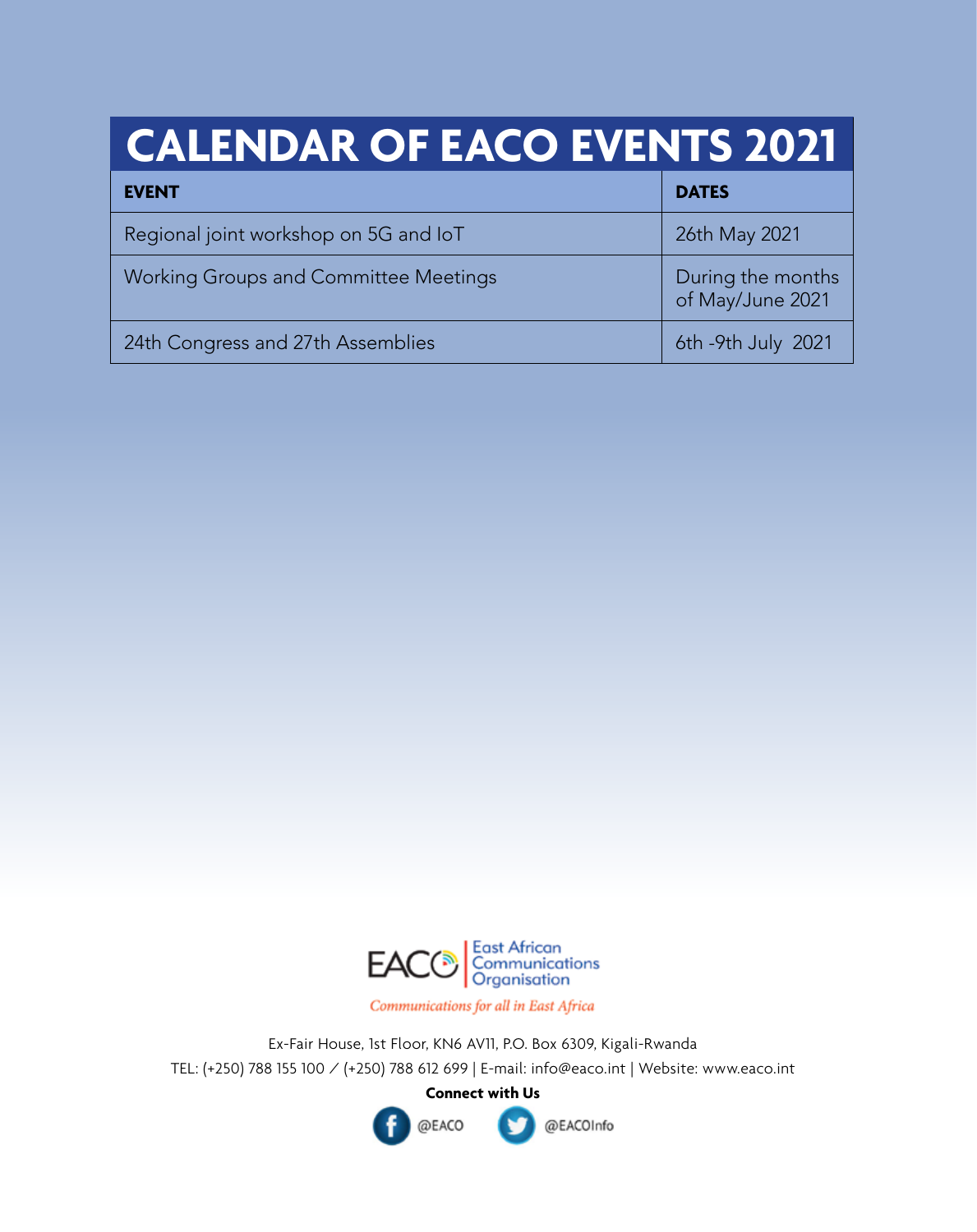# CALENDAR OF EACO EVENTS 2021

| EVENT | DATES |
|---|---|
| Regional joint workshop on 5G and IoT | 26th May 2021 |
| Working Groups and Committee Meetings | During the months of May/June 2021 |
| 24th Congress and 27th Assemblies | 6th -9th July 2021 |

EACO East African Communications Organisation

*Communications for all in East Africa*

Ex-Fair House, 1st Floor, KN6 AV11, P.O. Box 6309, Kigali-Rwanda

TEL: (+250) 788 155 100 / (+250) 788 612 699 | E-mail: info@eaco.int | Website: www.eaco.int

**Connect with Us**

@EACO @EACOInfo